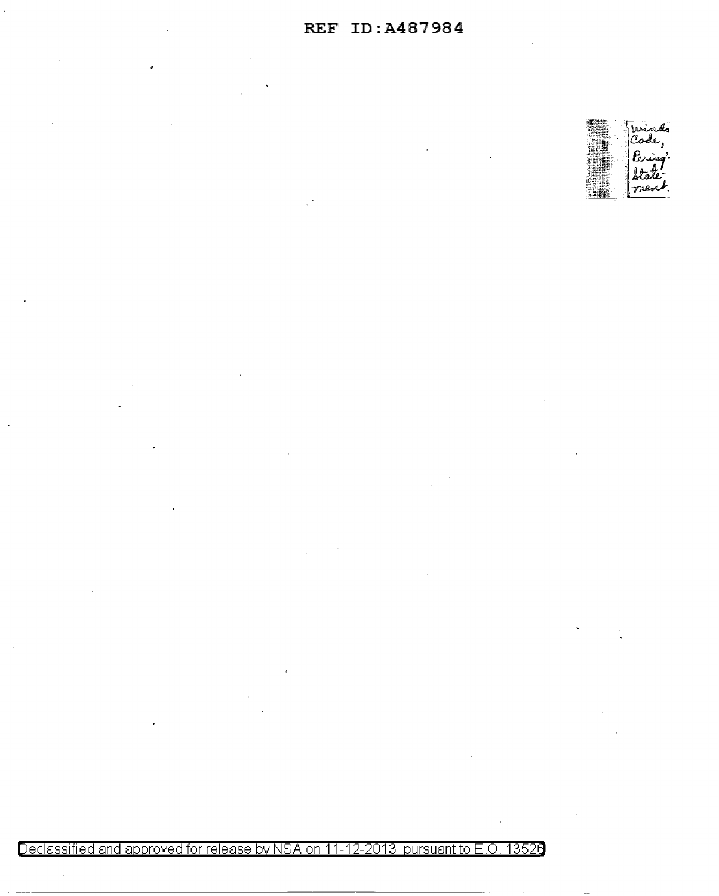Winds Code, Pering's Statement.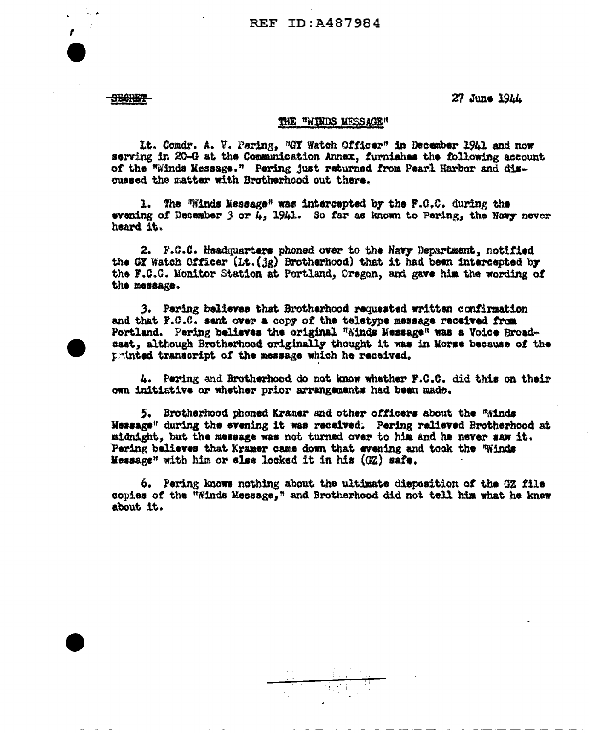~~SECRET~~

27 June 1944

## THE "WINDS MESSAGE"

Lt. Comdr. A. V. Pering, "GY Watch Officer" in December 1941 and now serving in 20-G at the Communication Annex, furnishes the following account of the "Winds Message." Pering just returned from Pearl Harbor and discussed the matter with Brotherhood out there.

1. The "Winds Message" was intercepted by the F.C.C. during the evening of December 3 or 4, 1941. So far as known to Pering, the Navy never heard it.

2. F.C.C. Headquarters phoned over to the Navy Department, notified the GY Watch Officer (Lt.(jg) Brotherhood) that it had been intercepted by the F.C.C. Monitor Station at Portland, Oregon, and gave him the wording of the message.

3. Pering believes that Brotherhood requested written confirmation and that F.C.C. sent over a copy of the teletype message received from Portland. Pering believes the original "Winds Message" was a Voice Broadcast, although Brotherhood originally thought it was in Morse because of the printed transcript of the message which he received.

4. Pering and Brotherhood do not know whether F.C.C. did this on their own initiative or whether prior arrangements had been made.

5. Brotherhood phoned Kramer and other officers about the "Winds Message" during the evening it was received. Pering relieved Brotherhood at midnight, but the message was not turned over to him and he never saw it. Pering believes that Kramer came down that evening and took the "Winds Message" with him or else locked it in his (GZ) safe.

6. Pering knows nothing about the ultimate disposition of the GZ file copies of the "Winds Message," and Brotherhood did not tell him what he knew about it.